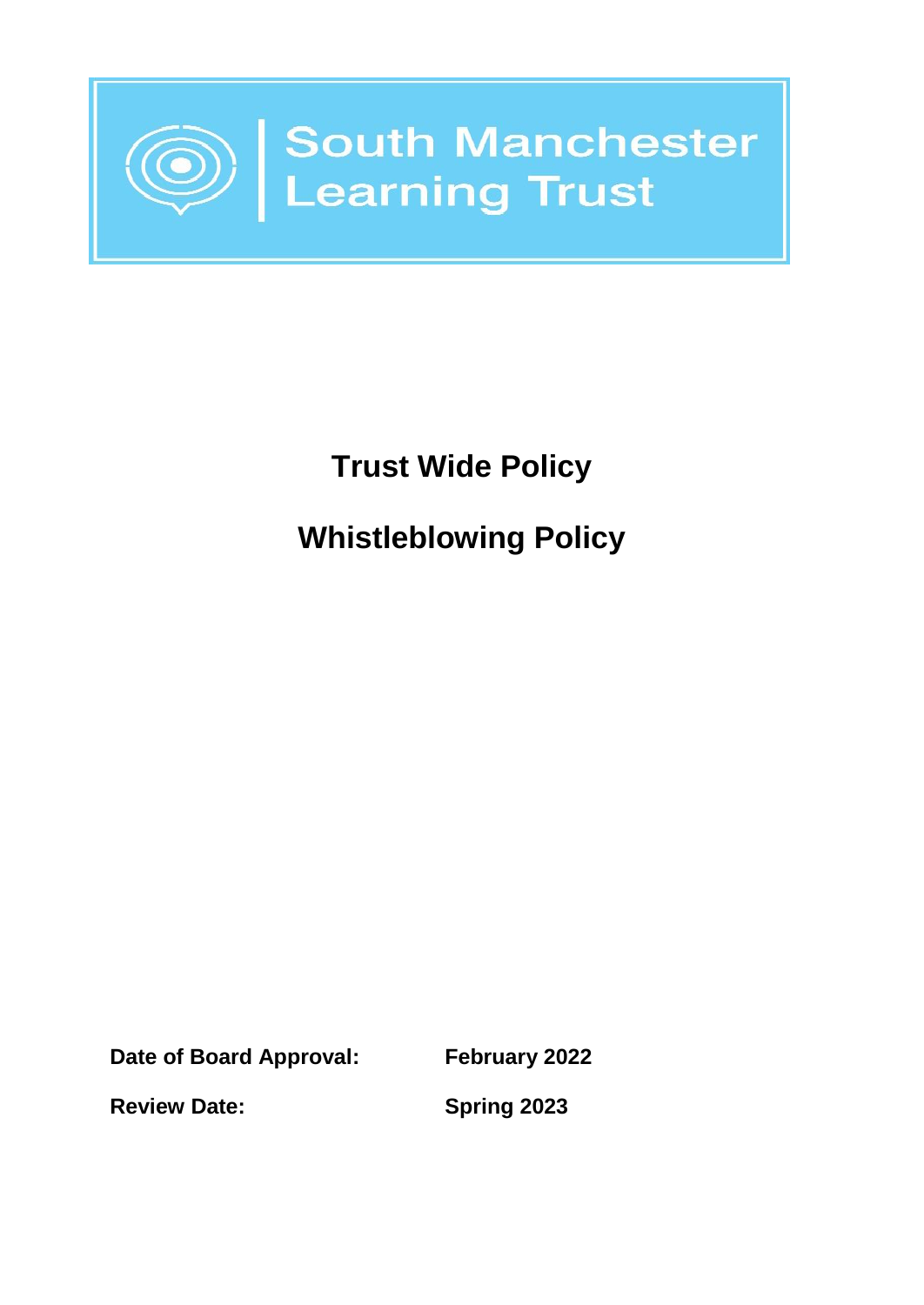South Manchester Learning Trust

# Trust Wide Policy

# Whistleblowing Policy

| **Date of Board Approval:** | **February 2022** |
| --- | --- |
| **Review Date:** | **Spring 2023** |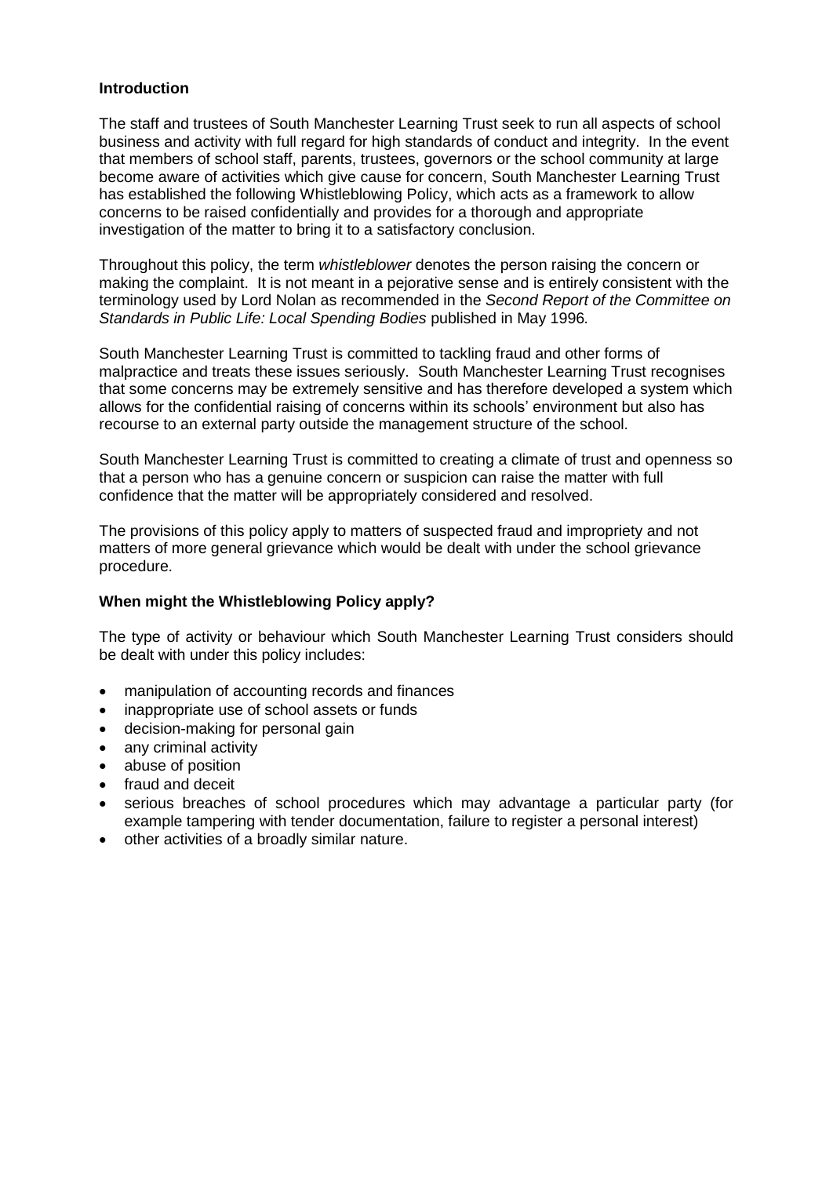**Introduction**

The staff and trustees of South Manchester Learning Trust seek to run all aspects of school business and activity with full regard for high standards of conduct and integrity. In the event that members of school staff, parents, trustees, governors or the school community at large become aware of activities which give cause for concern, South Manchester Learning Trust has established the following Whistleblowing Policy, which acts as a framework to allow concerns to be raised confidentially and provides for a thorough and appropriate investigation of the matter to bring it to a satisfactory conclusion.

Throughout this policy, the term *whistleblower* denotes the person raising the concern or making the complaint. It is not meant in a pejorative sense and is entirely consistent with the terminology used by Lord Nolan as recommended in the *Second Report of the Committee on Standards in Public Life: Local Spending Bodies* published in May 1996.

South Manchester Learning Trust is committed to tackling fraud and other forms of malpractice and treats these issues seriously. South Manchester Learning Trust recognises that some concerns may be extremely sensitive and has therefore developed a system which allows for the confidential raising of concerns within its schools' environment but also has recourse to an external party outside the management structure of the school.

South Manchester Learning Trust is committed to creating a climate of trust and openness so that a person who has a genuine concern or suspicion can raise the matter with full confidence that the matter will be appropriately considered and resolved.

The provisions of this policy apply to matters of suspected fraud and impropriety and not matters of more general grievance which would be dealt with under the school grievance procedure.

**When might the Whistleblowing Policy apply?**

The type of activity or behaviour which South Manchester Learning Trust considers should be dealt with under this policy includes:

- manipulation of accounting records and finances
- inappropriate use of school assets or funds
- decision-making for personal gain
- any criminal activity
- abuse of position
- fraud and deceit
- serious breaches of school procedures which may advantage a particular party (for example tampering with tender documentation, failure to register a personal interest)
- other activities of a broadly similar nature.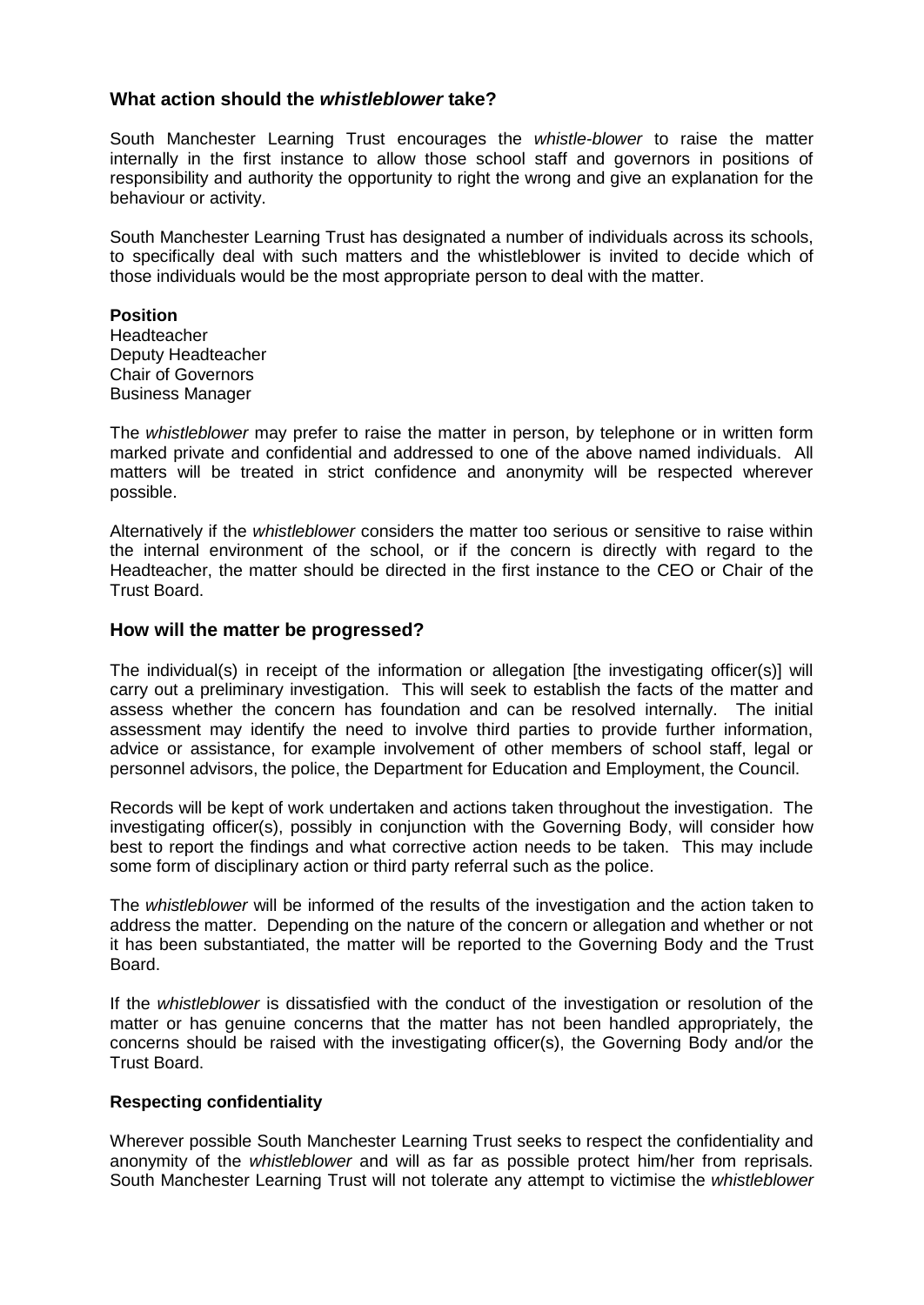### What action should the *whistleblower* take?

South Manchester Learning Trust encourages the *whistle-blower* to raise the matter internally in the first instance to allow those school staff and governors in positions of responsibility and authority the opportunity to right the wrong and give an explanation for the behaviour or activity.

South Manchester Learning Trust has designated a number of individuals across its schools, to specifically deal with such matters and the whistleblower is invited to decide which of those individuals would be the most appropriate person to deal with the matter.

**Position**
Headteacher
Deputy Headteacher
Chair of Governors
Business Manager

The *whistleblower* may prefer to raise the matter in person, by telephone or in written form marked private and confidential and addressed to one of the above named individuals. All matters will be treated in strict confidence and anonymity will be respected wherever possible.

Alternatively if the *whistleblower* considers the matter too serious or sensitive to raise within the internal environment of the school, or if the concern is directly with regard to the Headteacher, the matter should be directed in the first instance to the CEO or Chair of the Trust Board.

### How will the matter be progressed?

The individual(s) in receipt of the information or allegation [the investigating officer(s)] will carry out a preliminary investigation. This will seek to establish the facts of the matter and assess whether the concern has foundation and can be resolved internally. The initial assessment may identify the need to involve third parties to provide further information, advice or assistance, for example involvement of other members of school staff, legal or personnel advisors, the police, the Department for Education and Employment, the Council.

Records will be kept of work undertaken and actions taken throughout the investigation. The investigating officer(s), possibly in conjunction with the Governing Body, will consider how best to report the findings and what corrective action needs to be taken. This may include some form of disciplinary action or third party referral such as the police.

The *whistleblower* will be informed of the results of the investigation and the action taken to address the matter. Depending on the nature of the concern or allegation and whether or not it has been substantiated, the matter will be reported to the Governing Body and the Trust Board.

If the *whistleblower* is dissatisfied with the conduct of the investigation or resolution of the matter or has genuine concerns that the matter has not been handled appropriately, the concerns should be raised with the investigating officer(s), the Governing Body and/or the Trust Board.

**Respecting confidentiality**

Wherever possible South Manchester Learning Trust seeks to respect the confidentiality and anonymity of the *whistleblower* and will as far as possible protect him/her from reprisals. South Manchester Learning Trust will not tolerate any attempt to victimise the *whistleblower*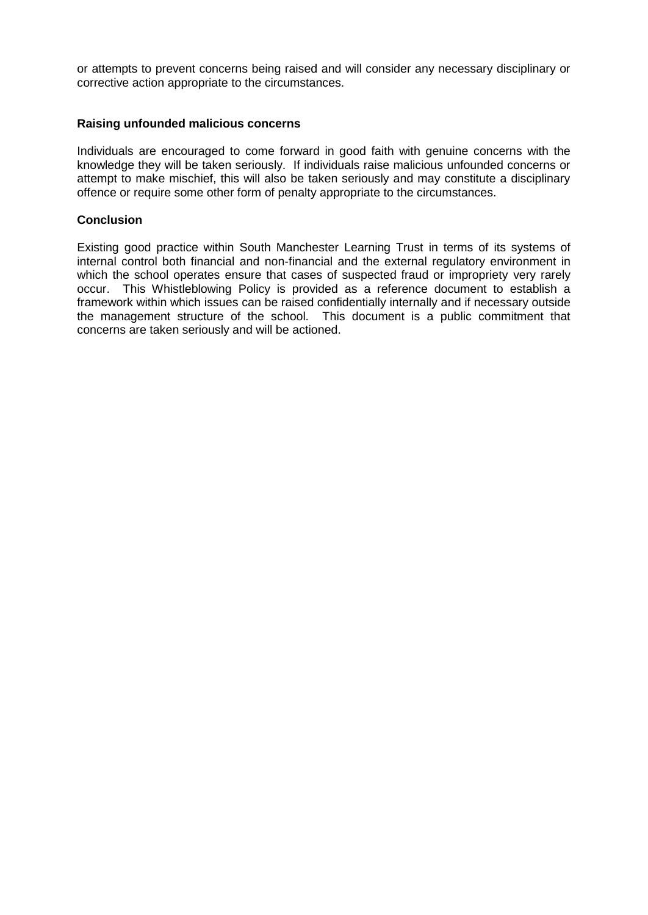or attempts to prevent concerns being raised and will consider any necessary disciplinary or corrective action appropriate to the circumstances.

**Raising unfounded malicious concerns**

Individuals are encouraged to come forward in good faith with genuine concerns with the knowledge they will be taken seriously. If individuals raise malicious unfounded concerns or attempt to make mischief, this will also be taken seriously and may constitute a disciplinary offence or require some other form of penalty appropriate to the circumstances.

**Conclusion**

Existing good practice within South Manchester Learning Trust in terms of its systems of internal control both financial and non-financial and the external regulatory environment in which the school operates ensure that cases of suspected fraud or impropriety very rarely occur. This Whistleblowing Policy is provided as a reference document to establish a framework within which issues can be raised confidentially internally and if necessary outside the management structure of the school. This document is a public commitment that concerns are taken seriously and will be actioned.